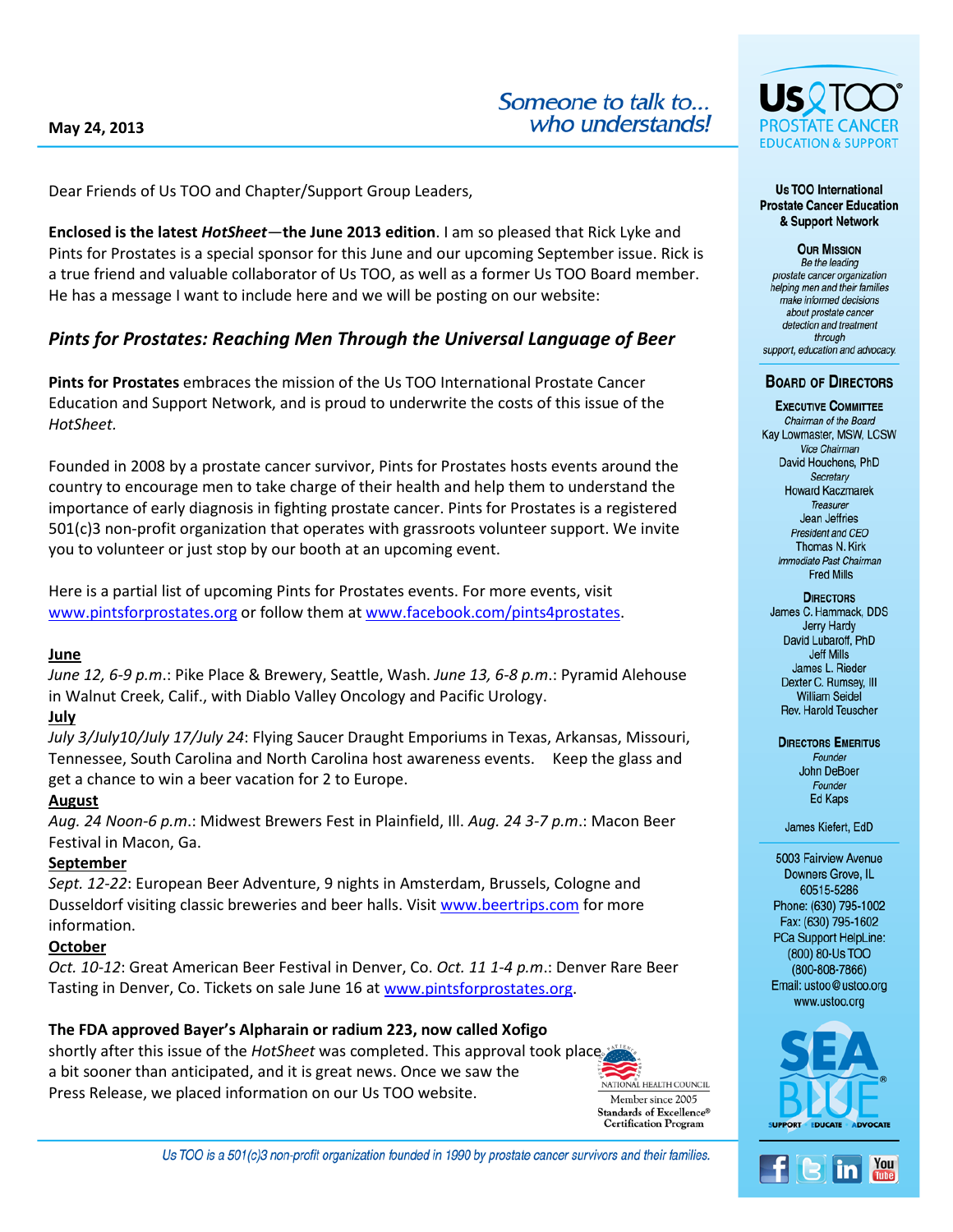**May 24, 2013**

*Someone to talk to... who understands!*

Dear Friends of Us TOO and Chapter/Support Group Leaders,

**Enclosed is the latest *HotSheet*—the June 2013 edition**. I am so pleased that Rick Lyke and Pints for Prostates is a special sponsor for this June and our upcoming September issue. Rick is a true friend and valuable collaborator of Us TOO, as well as a former Us TOO Board member. He has a message I want to include here and we will be posting on our website:

## *Pints for Prostates: Reaching Men Through the Universal Language of Beer*

**Pints for Prostates** embraces the mission of the Us TOO International Prostate Cancer Education and Support Network, and is proud to underwrite the costs of this issue of the *HotSheet.*

Founded in 2008 by a prostate cancer survivor, Pints for Prostates hosts events around the country to encourage men to take charge of their health and help them to understand the importance of early diagnosis in fighting prostate cancer. Pints for Prostates is a registered 501(c)3 non-profit organization that operates with grassroots volunteer support. We invite you to volunteer or just stop by our booth at an upcoming event.

Here is a partial list of upcoming Pints for Prostates events. For more events, visit www.pintsforprostates.org or follow them at www.facebook.com/pints4prostates.

**June**
*June 12, 6-9 p.m.*: Pike Place & Brewery, Seattle, Wash. *June 13, 6-8 p.m.*: Pyramid Alehouse in Walnut Creek, Calif., with Diablo Valley Oncology and Pacific Urology.

**July**
*July 3/July10/July 17/July 24*: Flying Saucer Draught Emporiums in Texas, Arkansas, Missouri, Tennessee, South Carolina and North Carolina host awareness events. Keep the glass and get a chance to win a beer vacation for 2 to Europe.

**August**
*Aug. 24 Noon-6 p.m.*: Midwest Brewers Fest in Plainfield, Ill. *Aug. 24 3-7 p.m.*: Macon Beer Festival in Macon, Ga.

**September**
*Sept. 12-22*: European Beer Adventure, 9 nights in Amsterdam, Brussels, Cologne and Dusseldorf visiting classic breweries and beer halls. Visit www.beertrips.com for more information.

**October**
*Oct. 10-12*: Great American Beer Festival in Denver, Co. *Oct. 11 1-4 p.m.*: Denver Rare Beer Tasting in Denver, Co. Tickets on sale June 16 at www.pintsforprostates.org.

**The FDA approved Bayer's Alpharain or radium 223, now called Xofigo** shortly after this issue of the *HotSheet* was completed. This approval took place a bit sooner than anticipated, and it is great news. Once we saw the Press Release, we placed information on our Us TOO website.

NATIONAL HEALTH COUNCIL
Member since 2005
Standards of Excellence® Certification Program

*Us TOO is a 501(c)3 non-profit organization founded in 1990 by prostate cancer survivors and their families.*

---

**Us TOO® PROSTATE CANCER EDUCATION & SUPPORT**

**Us TOO International Prostate Cancer Education & Support Network**

**Our Mission**
*Be the leading prostate cancer organization helping men and their families make informed decisions about prostate cancer detection and treatment through support, education and advocacy.*

**Board of Directors**

**Executive Committee**
*Chairman of the Board*
Kay Lowmaster, MSW, LCSW
*Vice Chairman*
David Houchens, PhD
*Secretary*
Howard Kaczmarek
*Treasurer*
Jean Jeffries
*President and CEO*
Thomas N. Kirk
*Immediate Past Chairman*
Fred Mills

**Directors**
James C. Hammack, DDS
Jerry Hardy
David Lubaroff, PhD
Jeff Mills
James L. Rieder
Dexter C. Rumsey, III
William Seidel
Rev. Harold Teuscher

**Directors Emeritus**
*Founder*
John DeBoer
*Founder*
Ed Kaps

James Kiefert, EdD

5003 Fairview Avenue
Downers Grove, IL
60515-5286
Phone: (630) 795-1002
Fax: (630) 795-1602
PCa Support HelpLine:
(800) 80-Us TOO
(800-808-7866)
Email: ustoo@ustoo.org
www.ustoo.org

SEA BLUE® SUPPORT EDUCATE ADVOCATE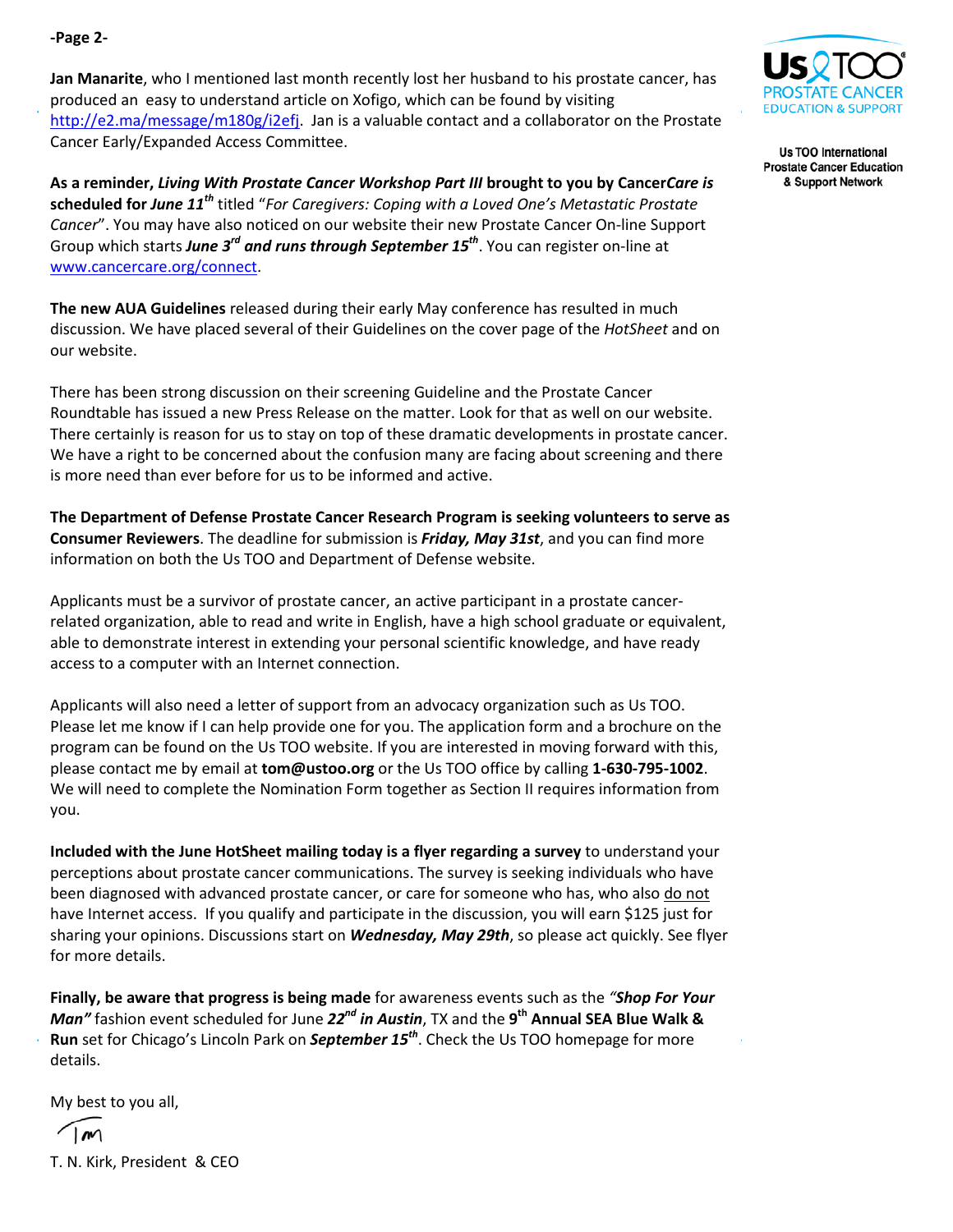**Jan Manarite**, who I mentioned last month recently lost her husband to his prostate cancer, has produced an easy to understand article on Xofigo, which can be found by visiting http://e2.ma/message/m180g/i2efj. Jan is a valuable contact and a collaborator on the Prostate Cancer Early/Expanded Access Committee.

Us TOO International Prostate Cancer Education & Support Network

**As a reminder, *Living With Prostate Cancer Workshop Part III* brought to you by Cancer*Care* is scheduled for *June 11th*** titled "*For Caregivers: Coping with a Loved One's Metastatic Prostate Cancer*". You may have also noticed on our website their new Prostate Cancer On-line Support Group which starts ***June 3rd and runs through September 15th***. You can register on-line at www.cancercare.org/connect.

**The new AUA Guidelines** released during their early May conference has resulted in much discussion. We have placed several of their Guidelines on the cover page of the *HotSheet* and on our website.

There has been strong discussion on their screening Guideline and the Prostate Cancer Roundtable has issued a new Press Release on the matter. Look for that as well on our website. There certainly is reason for us to stay on top of these dramatic developments in prostate cancer. We have a right to be concerned about the confusion many are facing about screening and there is more need than ever before for us to be informed and active.

**The Department of Defense Prostate Cancer Research Program is seeking volunteers to serve as Consumer Reviewers**. The deadline for submission is ***Friday, May 31st***, and you can find more information on both the Us TOO and Department of Defense website.

Applicants must be a survivor of prostate cancer, an active participant in a prostate cancer-related organization, able to read and write in English, have a high school graduate or equivalent, able to demonstrate interest in extending your personal scientific knowledge, and have ready access to a computer with an Internet connection.

Applicants will also need a letter of support from an advocacy organization such as Us TOO. Please let me know if I can help provide one for you. The application form and a brochure on the program can be found on the Us TOO website. If you are interested in moving forward with this, please contact me by email at **tom@ustoo.org** or the Us TOO office by calling **1-630-795-1002**. We will need to complete the Nomination Form together as Section II requires information from you.

**Included with the June HotSheet mailing today is a flyer regarding a survey** to understand your perceptions about prostate cancer communications. The survey is seeking individuals who have been diagnosed with advanced prostate cancer, or care for someone who has, who also do not have Internet access. If you qualify and participate in the discussion, you will earn $125 just for sharing your opinions. Discussions start on ***Wednesday, May 29th***, so please act quickly. See flyer for more details.

**Finally, be aware that progress is being made** for awareness events such as the ***"Shop For Your Man"*** fashion event scheduled for June ***22nd in Austin***, TX and the **9th Annual SEA Blue Walk & Run** set for Chicago's Lincoln Park on ***September 15th***. Check the Us TOO homepage for more details.

My best to you all,

Tom

T. N. Kirk, President & CEO